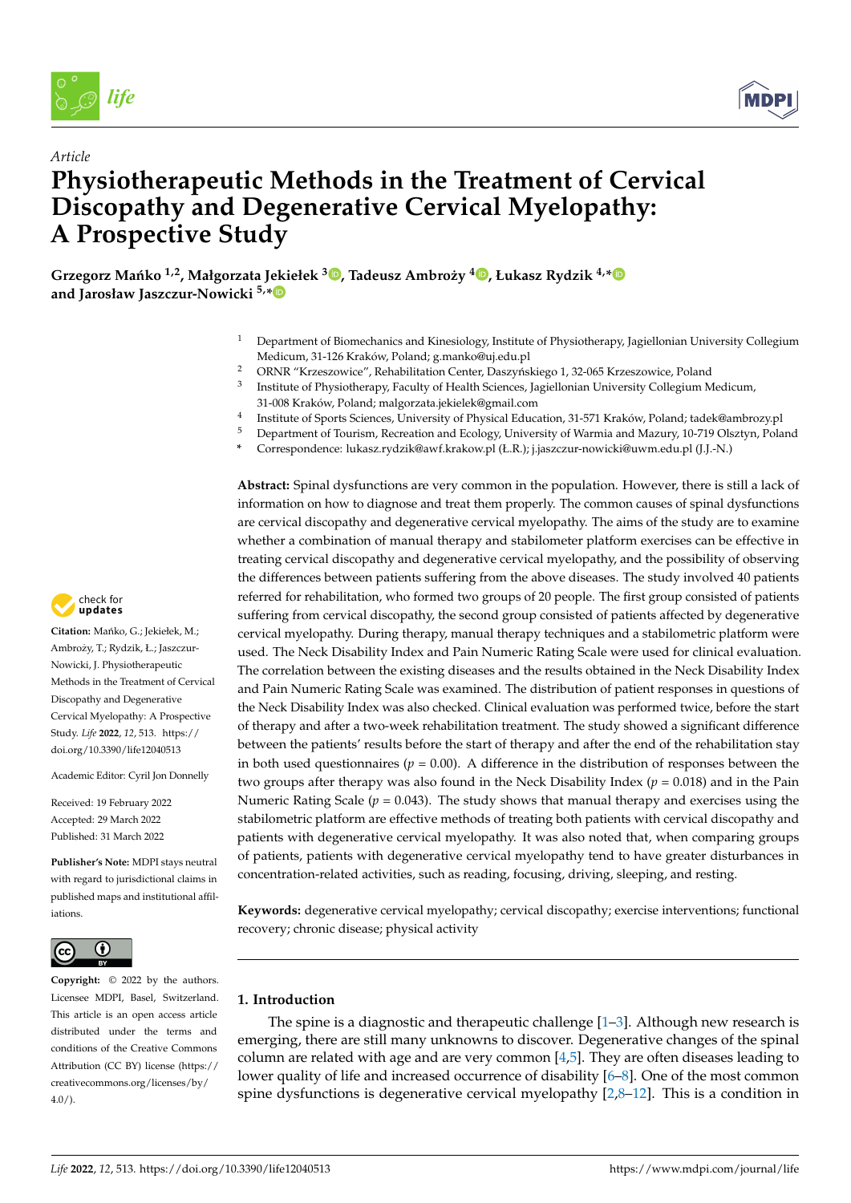*Article*

# Physiotherapeutic Methods in the Treatment of Cervical Discopathy and Degenerative Cervical Myelopathy: A Prospective Study

**Grzegorz Mańko [1,2], Małgorzata Jekiełek [3], Tadeusz Ambroży [4], Łukasz Rydzik [4,*] and Jarosław Jaszczur-Nowicki [5,*]**

[1] Department of Biomechanics and Kinesiology, Institute of Physiotherapy, Jagiellonian University Collegium Medicum, 31-126 Kraków, Poland; g.manko@uj.edu.pl
[2] ORNR "Krzeszowice", Rehabilitation Center, Daszyńskiego 1, 32-065 Krzeszowice, Poland
[3] Institute of Physiotherapy, Faculty of Health Sciences, Jagiellonian University Collegium Medicum, 31-008 Kraków, Poland; malgorzata.jekielek@gmail.com
[4] Institute of Sports Sciences, University of Physical Education, 31-571 Kraków, Poland; tadek@ambrozy.pl
[5] Department of Tourism, Recreation and Ecology, University of Warmia and Mazury, 10-719 Olsztyn, Poland
* Correspondence: lukasz.rydzik@awf.krakow.pl (Ł.R.); j.jaszczur-nowicki@uwm.edu.pl (J.J.-N.)

**Citation:** Mańko, G.; Jekiełek, M.; Ambroży, T.; Rydzik, Ł.; Jaszczur-Nowicki, J. Physiotherapeutic Methods in the Treatment of Cervical Discopathy and Degenerative Cervical Myelopathy: A Prospective Study. *Life* **2022**, *12*, 513. https://doi.org/10.3390/life12040513

Academic Editor: Cyril Jon Donnelly

Received: 19 February 2022
Accepted: 29 March 2022
Published: 31 March 2022

**Publisher's Note:** MDPI stays neutral with regard to jurisdictional claims in published maps and institutional affiliations.

**Copyright:** © 2022 by the authors. Licensee MDPI, Basel, Switzerland. This article is an open access article distributed under the terms and conditions of the Creative Commons Attribution (CC BY) license (https://creativecommons.org/licenses/by/4.0/).

**Abstract:** Spinal dysfunctions are very common in the population. However, there is still a lack of information on how to diagnose and treat them properly. The common causes of spinal dysfunctions are cervical discopathy and degenerative cervical myelopathy. The aims of the study are to examine whether a combination of manual therapy and stabilometer platform exercises can be effective in treating cervical discopathy and degenerative cervical myelopathy, and the possibility of observing the differences between patients suffering from the above diseases. The study involved 40 patients referred for rehabilitation, who formed two groups of 20 people. The first group consisted of patients suffering from cervical discopathy, the second group consisted of patients affected by degenerative cervical myelopathy. During therapy, manual therapy techniques and a stabilometric platform were used. The Neck Disability Index and Pain Numeric Rating Scale were used for clinical evaluation. The correlation between the existing diseases and the results obtained in the Neck Disability Index and Pain Numeric Rating Scale was examined. The distribution of patient responses in questions of the Neck Disability Index was also checked. Clinical evaluation was performed twice, before the start of therapy and after a two-week rehabilitation treatment. The study showed a significant difference between the patients' results before the start of therapy and after the end of the rehabilitation stay in both used questionnaires ($p = 0.00$). A difference in the distribution of responses between the two groups after therapy was also found in the Neck Disability Index ($p = 0.018$) and in the Pain Numeric Rating Scale ($p = 0.043$). The study shows that manual therapy and exercises using the stabilometric platform are effective methods of treating both patients with cervical discopathy and patients with degenerative cervical myelopathy. It was also noted that, when comparing groups of patients, patients with degenerative cervical myelopathy tend to have greater disturbances in concentration-related activities, such as reading, focusing, driving, sleeping, and resting.

**Keywords:** degenerative cervical myelopathy; cervical discopathy; exercise interventions; functional recovery; chronic disease; physical activity

## 1. Introduction

The spine is a diagnostic and therapeutic challenge [1–3]. Although new research is emerging, there are still many unknowns to discover. Degenerative changes of the spinal column are related with age and are very common [4,5]. They are often diseases leading to lower quality of life and increased occurrence of disability [6–8]. One of the most common spine dysfunctions is degenerative cervical myelopathy [2,8–12]. This is a condition in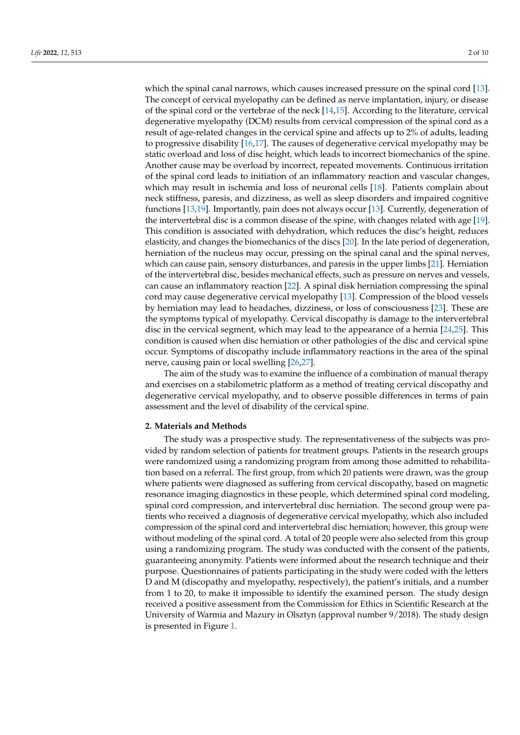which the spinal canal narrows, which causes increased pressure on the spinal cord [13]. The concept of cervical myelopathy can be defined as nerve implantation, injury, or disease of the spinal cord or the vertebrae of the neck [14,15]. According to the literature, cervical degenerative myelopathy (DCM) results from cervical compression of the spinal cord as a result of age-related changes in the cervical spine and affects up to 2% of adults, leading to progressive disability [16,17]. The causes of degenerative cervical myelopathy may be static overload and loss of disc height, which leads to incorrect biomechanics of the spine. Another cause may be overload by incorrect, repeated movements. Continuous irritation of the spinal cord leads to initiation of an inflammatory reaction and vascular changes, which may result in ischemia and loss of neuronal cells [18]. Patients complain about neck stiffness, paresis, and dizziness, as well as sleep disorders and impaired cognitive functions [13,19]. Importantly, pain does not always occur [13]. Currently, degeneration of the intervertebral disc is a common disease of the spine, with changes related with age [19]. This condition is associated with dehydration, which reduces the disc's height, reduces elasticity, and changes the biomechanics of the discs [20]. In the late period of degeneration, herniation of the nucleus may occur, pressing on the spinal canal and the spinal nerves, which can cause pain, sensory disturbances, and paresis in the upper limbs [21]. Herniation of the intervertebral disc, besides mechanical effects, such as pressure on nerves and vessels, can cause an inflammatory reaction [22]. A spinal disk herniation compressing the spinal cord may cause degenerative cervical myelopathy [13]. Compression of the blood vessels by herniation may lead to headaches, dizziness, or loss of consciousness [23]. These are the symptoms typical of myelopathy. Cervical discopathy is damage to the intervertebral disc in the cervical segment, which may lead to the appearance of a hernia [24,25]. This condition is caused when disc herniation or other pathologies of the disc and cervical spine occur. Symptoms of discopathy include inflammatory reactions in the area of the spinal nerve, causing pain or local swelling [26,27].

The aim of the study was to examine the influence of a combination of manual therapy and exercises on a stabilometric platform as a method of treating cervical discopathy and degenerative cervical myelopathy, and to observe possible differences in terms of pain assessment and the level of disability of the cervical spine.

## 2. Materials and Methods

The study was a prospective study. The representativeness of the subjects was provided by random selection of patients for treatment groups. Patients in the research groups were randomized using a randomizing program from among those admitted to rehabilitation based on a referral. The first group, from which 20 patients were drawn, was the group where patients were diagnosed as suffering from cervical discopathy, based on magnetic resonance imaging diagnostics in these people, which determined spinal cord modeling, spinal cord compression, and intervertebral disc herniation. The second group were patients who received a diagnosis of degenerative cervical myelopathy, which also included compression of the spinal cord and intervertebral disc herniation; however, this group were without modeling of the spinal cord. A total of 20 people were also selected from this group using a randomizing program. The study was conducted with the consent of the patients, guaranteeing anonymity. Patients were informed about the research technique and their purpose. Questionnaires of patients participating in the study were coded with the letters D and M (discopathy and myelopathy, respectively), the patient's initials, and a number from 1 to 20, to make it impossible to identify the examined person. The study design received a positive assessment from the Commission for Ethics in Scientific Research at the University of Warmia and Mazury in Olsztyn (approval number 9/2018). The study design is presented in Figure 1.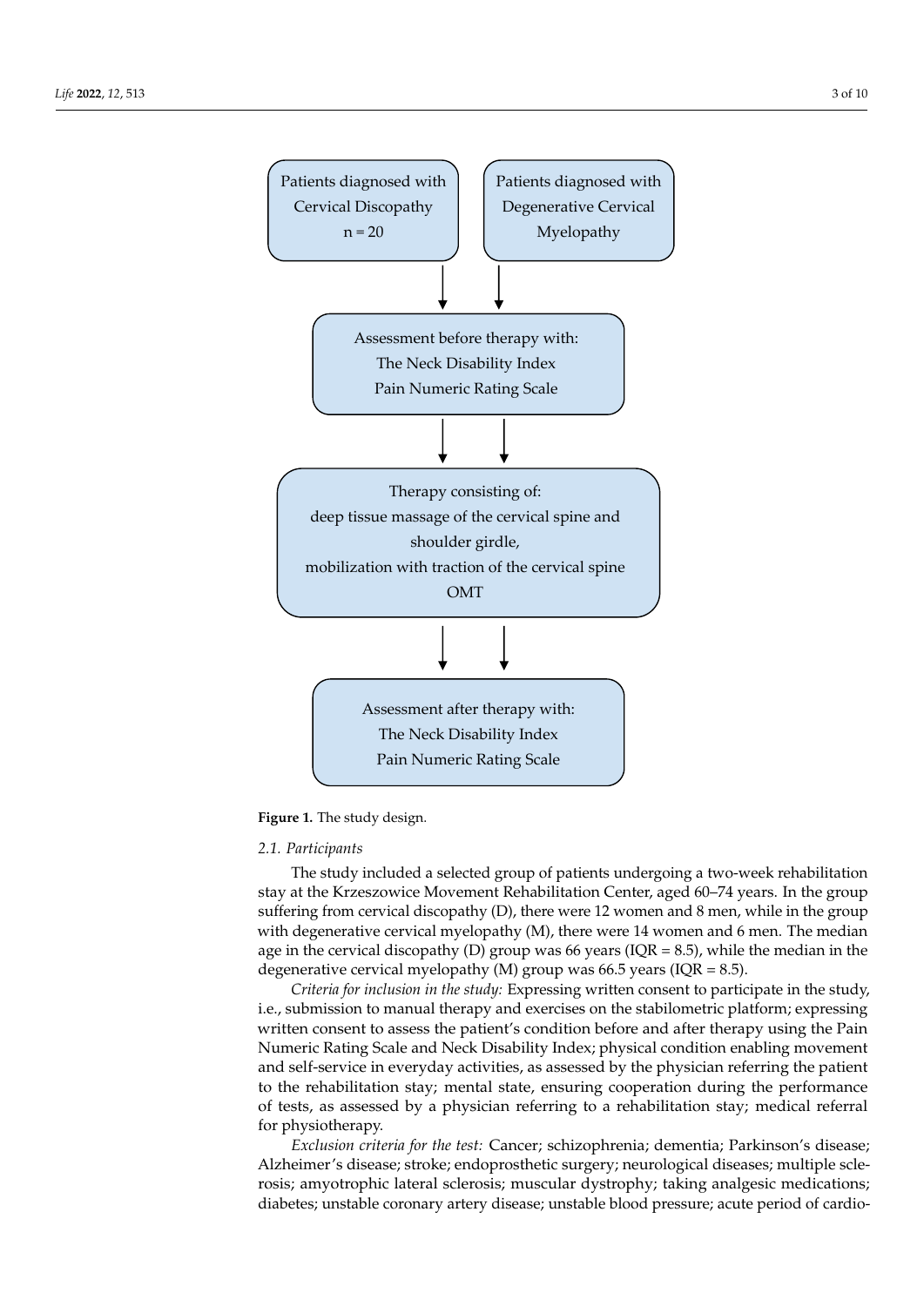Patients diagnosed with Cervical Discopathy n = 20

Patients diagnosed with Degenerative Cervical Myelopathy

Assessment before therapy with:
The Neck Disability Index
Pain Numeric Rating Scale

Therapy consisting of:
deep tissue massage of the cervical spine and shoulder girdle,
mobilization with traction of the cervical spine
OMT

Assessment after therapy with:
The Neck Disability Index
Pain Numeric Rating Scale

**Figure 1.** The study design.

### *2.1. Participants*

The study included a selected group of patients undergoing a two-week rehabilitation stay at the Krzeszowice Movement Rehabilitation Center, aged 60–74 years. In the group suffering from cervical discopathy (D), there were 12 women and 8 men, while in the group with degenerative cervical myelopathy (M), there were 14 women and 6 men. The median age in the cervical discopathy (D) group was 66 years (IQR = 8.5), while the median in the degenerative cervical myelopathy (M) group was 66.5 years (IQR = 8.5).

*Criteria for inclusion in the study:* Expressing written consent to participate in the study, i.e., submission to manual therapy and exercises on the stabilometric platform; expressing written consent to assess the patient's condition before and after therapy using the Pain Numeric Rating Scale and Neck Disability Index; physical condition enabling movement and self-service in everyday activities, as assessed by the physician referring the patient to the rehabilitation stay; mental state, ensuring cooperation during the performance of tests, as assessed by a physician referring to a rehabilitation stay; medical referral for physiotherapy.

*Exclusion criteria for the test:* Cancer; schizophrenia; dementia; Parkinson's disease; Alzheimer's disease; stroke; endoprosthetic surgery; neurological diseases; multiple sclerosis; amyotrophic lateral sclerosis; muscular dystrophy; taking analgesic medications; diabetes; unstable coronary artery disease; unstable blood pressure; acute period of cardio-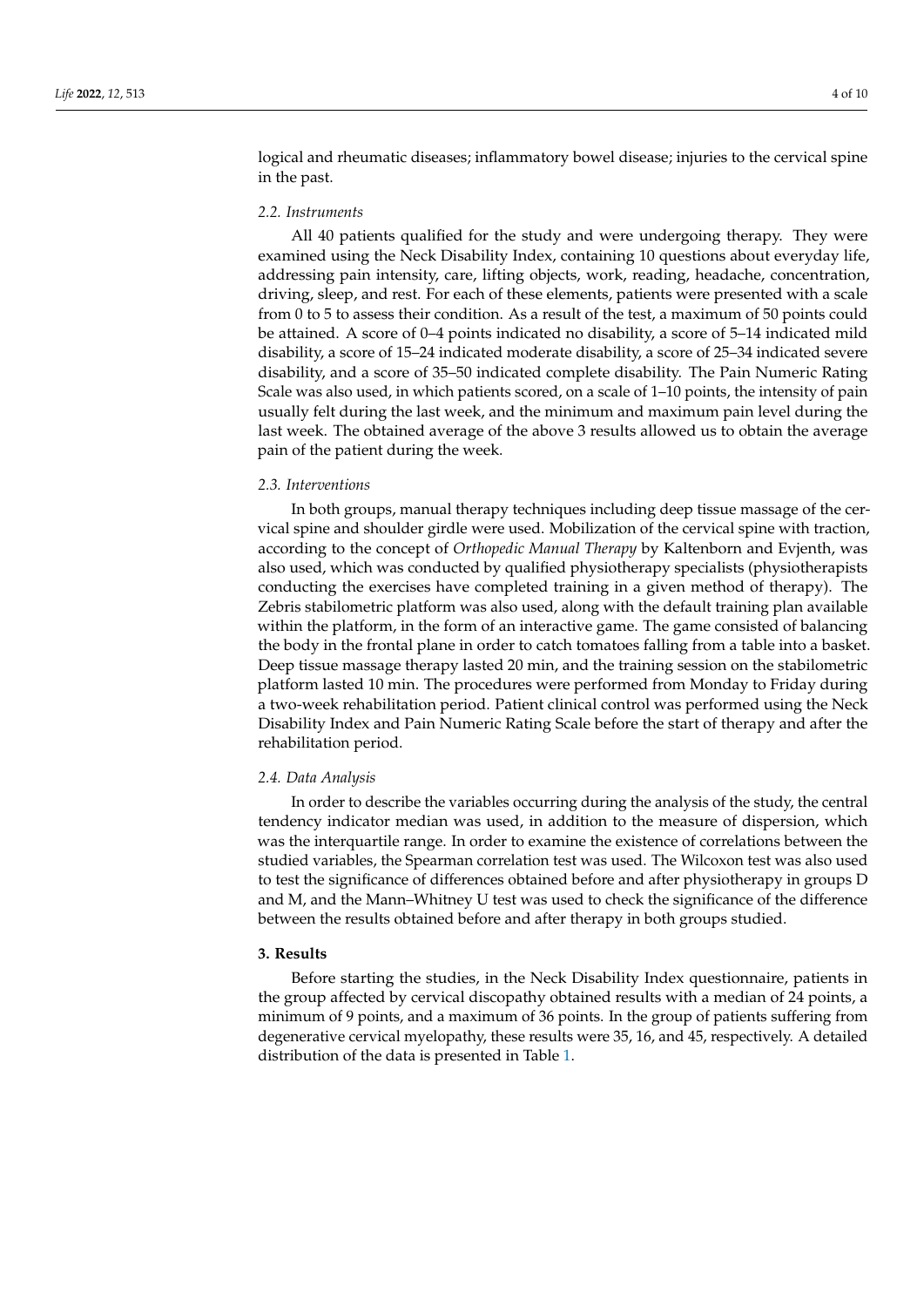logical and rheumatic diseases; inflammatory bowel disease; injuries to the cervical spine in the past.

### 2.2. Instruments

All 40 patients qualified for the study and were undergoing therapy. They were examined using the Neck Disability Index, containing 10 questions about everyday life, addressing pain intensity, care, lifting objects, work, reading, headache, concentration, driving, sleep, and rest. For each of these elements, patients were presented with a scale from 0 to 5 to assess their condition. As a result of the test, a maximum of 50 points could be attained. A score of 0–4 points indicated no disability, a score of 5–14 indicated mild disability, a score of 15–24 indicated moderate disability, a score of 25–34 indicated severe disability, and a score of 35–50 indicated complete disability. The Pain Numeric Rating Scale was also used, in which patients scored, on a scale of 1–10 points, the intensity of pain usually felt during the last week, and the minimum and maximum pain level during the last week. The obtained average of the above 3 results allowed us to obtain the average pain of the patient during the week.

### 2.3. Interventions

In both groups, manual therapy techniques including deep tissue massage of the cervical spine and shoulder girdle were used. Mobilization of the cervical spine with traction, according to the concept of *Orthopedic Manual Therapy* by Kaltenborn and Evjenth, was also used, which was conducted by qualified physiotherapy specialists (physiotherapists conducting the exercises have completed training in a given method of therapy). The Zebris stabilometric platform was also used, along with the default training plan available within the platform, in the form of an interactive game. The game consisted of balancing the body in the frontal plane in order to catch tomatoes falling from a table into a basket. Deep tissue massage therapy lasted 20 min, and the training session on the stabilometric platform lasted 10 min. The procedures were performed from Monday to Friday during a two-week rehabilitation period. Patient clinical control was performed using the Neck Disability Index and Pain Numeric Rating Scale before the start of therapy and after the rehabilitation period.

### 2.4. Data Analysis

In order to describe the variables occurring during the analysis of the study, the central tendency indicator median was used, in addition to the measure of dispersion, which was the interquartile range. In order to examine the existence of correlations between the studied variables, the Spearman correlation test was used. The Wilcoxon test was also used to test the significance of differences obtained before and after physiotherapy in groups D and M, and the Mann–Whitney U test was used to check the significance of the difference between the results obtained before and after therapy in both groups studied.

## 3. Results

Before starting the studies, in the Neck Disability Index questionnaire, patients in the group affected by cervical discopathy obtained results with a median of 24 points, a minimum of 9 points, and a maximum of 36 points. In the group of patients suffering from degenerative cervical myelopathy, these results were 35, 16, and 45, respectively. A detailed distribution of the data is presented in Table 1.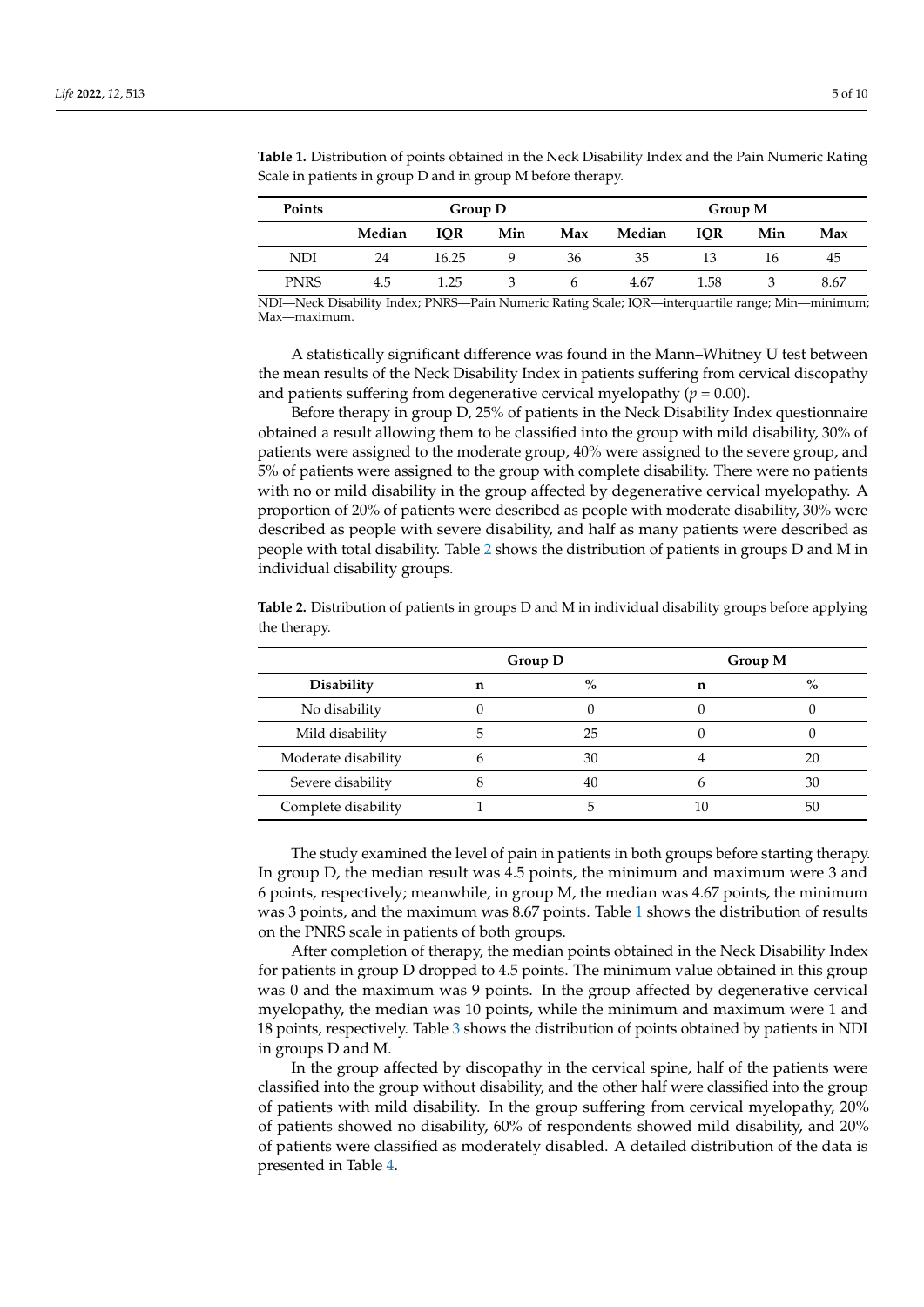**Table 1.** Distribution of points obtained in the Neck Disability Index and the Pain Numeric Rating Scale in patients in group D and in group M before therapy.

| Points | Group D | | | | Group M | | | |
|---|---|---|---|---|---|---|---|---|
| | Median | IQR | Min | Max | Median | IQR | Min | Max |
| NDI | 24 | 16.25 | 9 | 36 | 35 | 13 | 16 | 45 |
| PNRS | 4.5 | 1.25 | 3 | 6 | 4.67 | 1.58 | 3 | 8.67 |

NDI—Neck Disability Index; PNRS—Pain Numeric Rating Scale; IQR—interquartile range; Min—minimum; Max—maximum.

A statistically significant difference was found in the Mann–Whitney U test between the mean results of the Neck Disability Index in patients suffering from cervical discopathy and patients suffering from degenerative cervical myelopathy ($p = 0.00$).

Before therapy in group D, 25% of patients in the Neck Disability Index questionnaire obtained a result allowing them to be classified into the group with mild disability, 30% of patients were assigned to the moderate group, 40% were assigned to the severe group, and 5% of patients were assigned to the group with complete disability. There were no patients with no or mild disability in the group affected by degenerative cervical myelopathy. A proportion of 20% of patients were described as people with moderate disability, 30% were described as people with severe disability, and half as many patients were described as people with total disability. Table 2 shows the distribution of patients in groups D and M in individual disability groups.

**Table 2.** Distribution of patients in groups D and M in individual disability groups before applying the therapy.

| | Group D | | Group M | |
|---|---|---|---|---|
| Disability | n | % | n | % |
| No disability | 0 | 0 | 0 | 0 |
| Mild disability | 5 | 25 | 0 | 0 |
| Moderate disability | 6 | 30 | 4 | 20 |
| Severe disability | 8 | 40 | 6 | 30 |
| Complete disability | 1 | 5 | 10 | 50 |

The study examined the level of pain in patients in both groups before starting therapy. In group D, the median result was 4.5 points, the minimum and maximum were 3 and 6 points, respectively; meanwhile, in group M, the median was 4.67 points, the minimum was 3 points, and the maximum was 8.67 points. Table 1 shows the distribution of results on the PNRS scale in patients of both groups.

After completion of therapy, the median points obtained in the Neck Disability Index for patients in group D dropped to 4.5 points. The minimum value obtained in this group was 0 and the maximum was 9 points. In the group affected by degenerative cervical myelopathy, the median was 10 points, while the minimum and maximum were 1 and 18 points, respectively. Table 3 shows the distribution of points obtained by patients in NDI in groups D and M.

In the group affected by discopathy in the cervical spine, half of the patients were classified into the group without disability, and the other half were classified into the group of patients with mild disability. In the group suffering from cervical myelopathy, 20% of patients showed no disability, 60% of respondents showed mild disability, and 20% of patients were classified as moderately disabled. A detailed distribution of the data is presented in Table 4.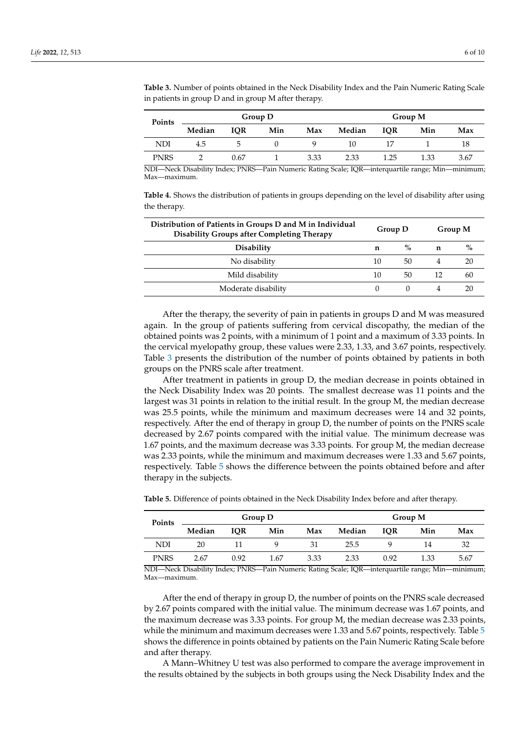**Table 3.** Number of points obtained in the Neck Disability Index and the Pain Numeric Rating Scale in patients in group D and in group M after therapy.

| Points | Group D | | | | Group M | | | |
|---|---|---|---|---|---|---|---|---|
| | Median | IQR | Min | Max | Median | IQR | Min | Max |
| NDI | 4.5 | 5 | 0 | 9 | 10 | 17 | 1 | 18 |
| PNRS | 2 | 0.67 | 1 | 3.33 | 2.33 | 1.25 | 1.33 | 3.67 |

NDI—Neck Disability Index; PNRS—Pain Numeric Rating Scale; IQR—interquartile range; Min—minimum; Max—maximum.

**Table 4.** Shows the distribution of patients in groups depending on the level of disability after using the therapy.

| Distribution of Patients in Groups D and M in Individual Disability Groups after Completing Therapy | Group D | | Group M | |
|---|---|---|---|---|
| Disability | n | % | n | % |
| No disability | 10 | 50 | 4 | 20 |
| Mild disability | 10 | 50 | 12 | 60 |
| Moderate disability | 0 | 0 | 4 | 20 |

After the therapy, the severity of pain in patients in groups D and M was measured again. In the group of patients suffering from cervical discopathy, the median of the obtained points was 2 points, with a minimum of 1 point and a maximum of 3.33 points. In the cervical myelopathy group, these values were 2.33, 1.33, and 3.67 points, respectively. Table 3 presents the distribution of the number of points obtained by patients in both groups on the PNRS scale after treatment.

After treatment in patients in group D, the median decrease in points obtained in the Neck Disability Index was 20 points. The smallest decrease was 11 points and the largest was 31 points in relation to the initial result. In the group M, the median decrease was 25.5 points, while the minimum and maximum decreases were 14 and 32 points, respectively. After the end of therapy in group D, the number of points on the PNRS scale decreased by 2.67 points compared with the initial value. The minimum decrease was 1.67 points, and the maximum decrease was 3.33 points. For group M, the median decrease was 2.33 points, while the minimum and maximum decreases were 1.33 and 5.67 points, respectively. Table 5 shows the difference between the points obtained before and after therapy in the subjects.

**Table 5.** Difference of points obtained in the Neck Disability Index before and after therapy.

| Points | Group D | | | | Group M | | | |
|---|---|---|---|---|---|---|---|---|
| | Median | IQR | Min | Max | Median | IQR | Min | Max |
| NDI | 20 | 11 | 9 | 31 | 25.5 | 9 | 14 | 32 |
| PNRS | 2.67 | 0.92 | 1.67 | 3.33 | 2.33 | 0.92 | 1.33 | 5.67 |

NDI—Neck Disability Index; PNRS—Pain Numeric Rating Scale; IQR—interquartile range; Min—minimum; Max—maximum.

After the end of therapy in group D, the number of points on the PNRS scale decreased by 2.67 points compared with the initial value. The minimum decrease was 1.67 points, and the maximum decrease was 3.33 points. For group M, the median decrease was 2.33 points, while the minimum and maximum decreases were 1.33 and 5.67 points, respectively. Table 5 shows the difference in points obtained by patients on the Pain Numeric Rating Scale before and after therapy.

A Mann–Whitney U test was also performed to compare the average improvement in the results obtained by the subjects in both groups using the Neck Disability Index and the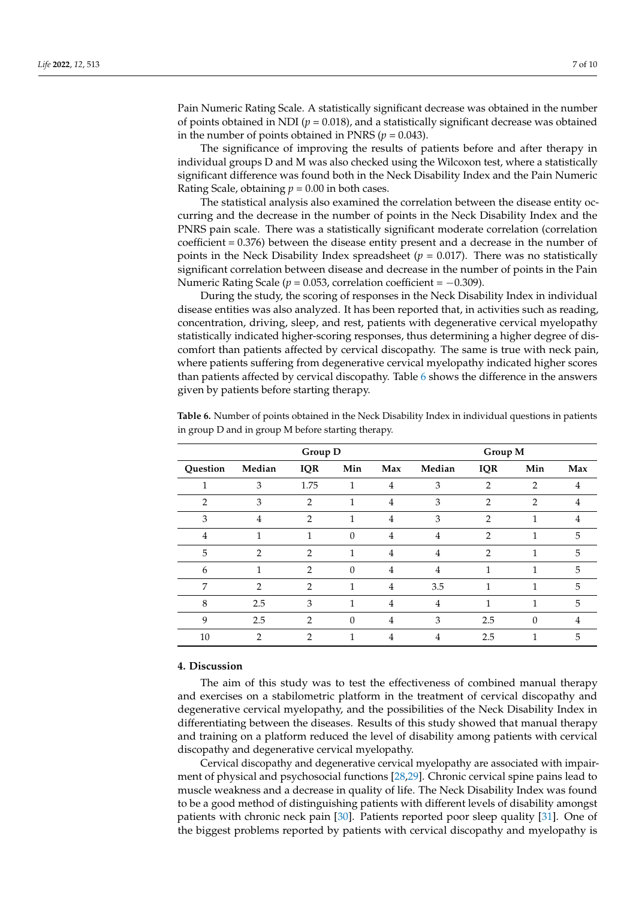Pain Numeric Rating Scale. A statistically significant decrease was obtained in the number of points obtained in NDI ($p = 0.018$), and a statistically significant decrease was obtained in the number of points obtained in PNRS ($p = 0.043$).

The significance of improving the results of patients before and after therapy in individual groups D and M was also checked using the Wilcoxon test, where a statistically significant difference was found both in the Neck Disability Index and the Pain Numeric Rating Scale, obtaining $p = 0.00$ in both cases.

The statistical analysis also examined the correlation between the disease entity occurring and the decrease in the number of points in the Neck Disability Index and the PNRS pain scale. There was a statistically significant moderate correlation (correlation coefficient = 0.376) between the disease entity present and a decrease in the number of points in the Neck Disability Index spreadsheet ($p = 0.017$). There was no statistically significant correlation between disease and decrease in the number of points in the Pain Numeric Rating Scale ($p = 0.053$, correlation coefficient = −0.309).

During the study, the scoring of responses in the Neck Disability Index in individual disease entities was also analyzed. It has been reported that, in activities such as reading, concentration, driving, sleep, and rest, patients with degenerative cervical myelopathy statistically indicated higher-scoring responses, thus determining a higher degree of discomfort than patients affected by cervical discopathy. The same is true with neck pain, where patients suffering from degenerative cervical myelopathy indicated higher scores than patients affected by cervical discopathy. Table 6 shows the difference in the answers given by patients before starting therapy.

**Table 6.** Number of points obtained in the Neck Disability Index in individual questions in patients in group D and in group M before starting therapy.

| | Group D | | | | Group M | | | |
|---|---|---|---|---|---|---|---|---|
| **Question** | **Median** | **IQR** | **Min** | **Max** | **Median** | **IQR** | **Min** | **Max** |
| 1 | 3 | 1.75 | 1 | 4 | 3 | 2 | 2 | 4 |
| 2 | 3 | 2 | 1 | 4 | 3 | 2 | 2 | 4 |
| 3 | 4 | 2 | 1 | 4 | 3 | 2 | 1 | 4 |
| 4 | 1 | 1 | 0 | 4 | 4 | 2 | 1 | 5 |
| 5 | 2 | 2 | 1 | 4 | 4 | 2 | 1 | 5 |
| 6 | 1 | 2 | 0 | 4 | 4 | 1 | 1 | 5 |
| 7 | 2 | 2 | 1 | 4 | 3.5 | 1 | 1 | 5 |
| 8 | 2.5 | 3 | 1 | 4 | 4 | 1 | 1 | 5 |
| 9 | 2.5 | 2 | 0 | 4 | 3 | 2.5 | 0 | 4 |
| 10 | 2 | 2 | 1 | 4 | 4 | 2.5 | 1 | 5 |

## 4. Discussion

The aim of this study was to test the effectiveness of combined manual therapy and exercises on a stabilometric platform in the treatment of cervical discopathy and degenerative cervical myelopathy, and the possibilities of the Neck Disability Index in differentiating between the diseases. Results of this study showed that manual therapy and training on a platform reduced the level of disability among patients with cervical discopathy and degenerative cervical myelopathy.

Cervical discopathy and degenerative cervical myelopathy are associated with impairment of physical and psychosocial functions [28,29]. Chronic cervical spine pains lead to muscle weakness and a decrease in quality of life. The Neck Disability Index was found to be a good method of distinguishing patients with different levels of disability amongst patients with chronic neck pain [30]. Patients reported poor sleep quality [31]. One of the biggest problems reported by patients with cervical discopathy and myelopathy is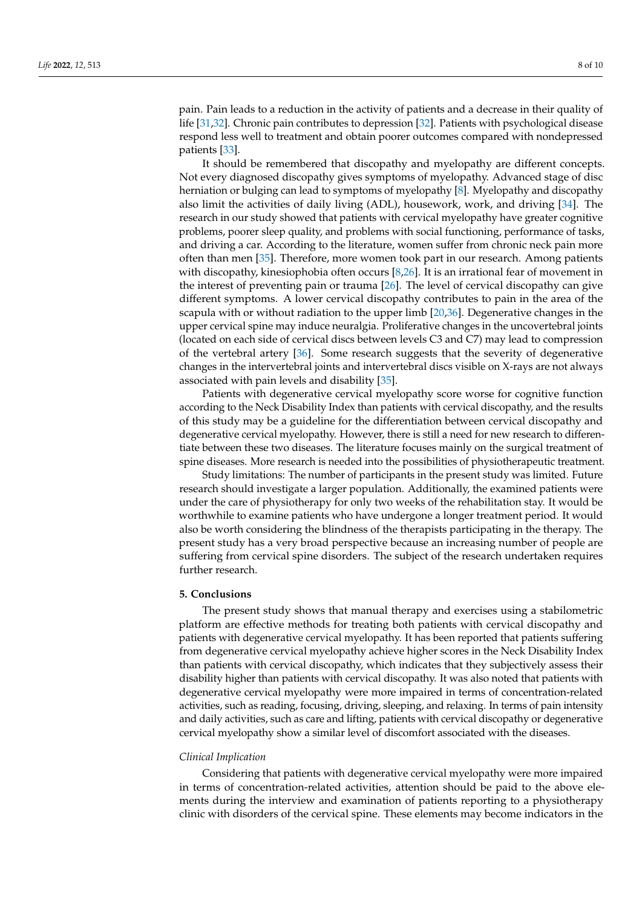pain. Pain leads to a reduction in the activity of patients and a decrease in their quality of life [31,32]. Chronic pain contributes to depression [32]. Patients with psychological disease respond less well to treatment and obtain poorer outcomes compared with nondepressed patients [33].

It should be remembered that discopathy and myelopathy are different concepts. Not every diagnosed discopathy gives symptoms of myelopathy. Advanced stage of disc herniation or bulging can lead to symptoms of myelopathy [8]. Myelopathy and discopathy also limit the activities of daily living (ADL), housework, work, and driving [34]. The research in our study showed that patients with cervical myelopathy have greater cognitive problems, poorer sleep quality, and problems with social functioning, performance of tasks, and driving a car. According to the literature, women suffer from chronic neck pain more often than men [35]. Therefore, more women took part in our research. Among patients with discopathy, kinesiophobia often occurs [8,26]. It is an irrational fear of movement in the interest of preventing pain or trauma [26]. The level of cervical discopathy can give different symptoms. A lower cervical discopathy contributes to pain in the area of the scapula with or without radiation to the upper limb [20,36]. Degenerative changes in the upper cervical spine may induce neuralgia. Proliferative changes in the uncovertebral joints (located on each side of cervical discs between levels C3 and C7) may lead to compression of the vertebral artery [36]. Some research suggests that the severity of degenerative changes in the intervertebral joints and intervertebral discs visible on X-rays are not always associated with pain levels and disability [35].

Patients with degenerative cervical myelopathy score worse for cognitive function according to the Neck Disability Index than patients with cervical discopathy, and the results of this study may be a guideline for the differentiation between cervical discopathy and degenerative cervical myelopathy. However, there is still a need for new research to differentiate between these two diseases. The literature focuses mainly on the surgical treatment of spine diseases. More research is needed into the possibilities of physiotherapeutic treatment.

Study limitations: The number of participants in the present study was limited. Future research should investigate a larger population. Additionally, the examined patients were under the care of physiotherapy for only two weeks of the rehabilitation stay. It would be worthwhile to examine patients who have undergone a longer treatment period. It would also be worth considering the blindness of the therapists participating in the therapy. The present study has a very broad perspective because an increasing number of people are suffering from cervical spine disorders. The subject of the research undertaken requires further research.

## 5. Conclusions

The present study shows that manual therapy and exercises using a stabilometric platform are effective methods for treating both patients with cervical discopathy and patients with degenerative cervical myelopathy. It has been reported that patients suffering from degenerative cervical myelopathy achieve higher scores in the Neck Disability Index than patients with cervical discopathy, which indicates that they subjectively assess their disability higher than patients with cervical discopathy. It was also noted that patients with degenerative cervical myelopathy were more impaired in terms of concentration-related activities, such as reading, focusing, driving, sleeping, and relaxing. In terms of pain intensity and daily activities, such as care and lifting, patients with cervical discopathy or degenerative cervical myelopathy show a similar level of discomfort associated with the diseases.

### *Clinical Implication*

Considering that patients with degenerative cervical myelopathy were more impaired in terms of concentration-related activities, attention should be paid to the above elements during the interview and examination of patients reporting to a physiotherapy clinic with disorders of the cervical spine. These elements may become indicators in the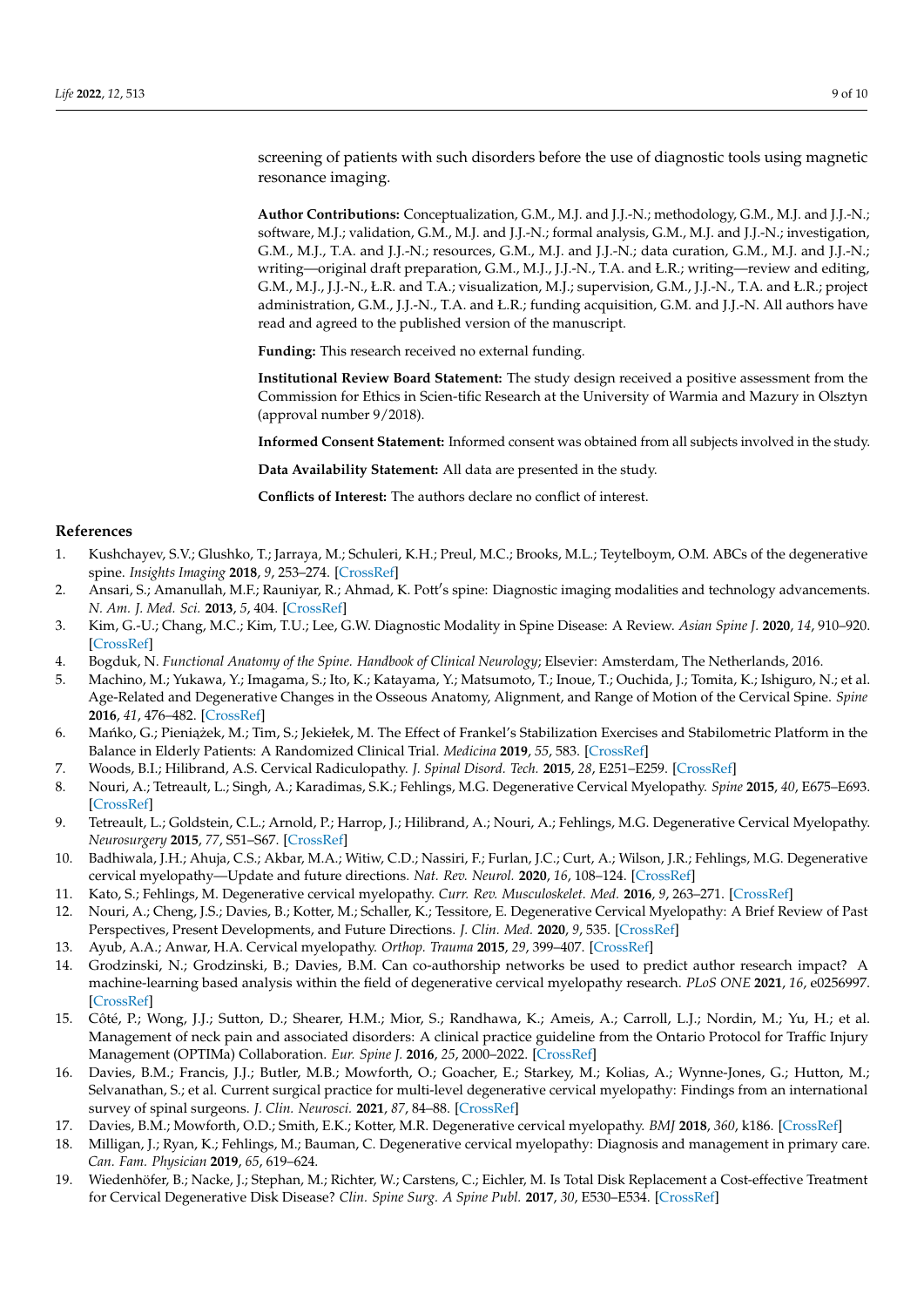screening of patients with such disorders before the use of diagnostic tools using magnetic resonance imaging.

**Author Contributions:** Conceptualization, G.M., M.J. and J.J.-N.; methodology, G.M., M.J. and J.J.-N.; software, M.J.; validation, G.M., M.J. and J.J.-N.; formal analysis, G.M., M.J. and J.J.-N.; investigation, G.M., M.J., T.A. and J.J.-N.; resources, G.M., M.J. and J.J.-N.; data curation, G.M., M.J. and J.J.-N.; writing—original draft preparation, G.M., M.J., J.J.-N., T.A. and Ł.R.; writing—review and editing, G.M., M.J., J.J.-N., Ł.R. and T.A.; visualization, M.J.; supervision, G.M., J.J.-N., T.A. and Ł.R.; project administration, G.M., J.J.-N., T.A. and Ł.R.; funding acquisition, G.M. and J.J.-N. All authors have read and agreed to the published version of the manuscript.

**Funding:** This research received no external funding.

**Institutional Review Board Statement:** The study design received a positive assessment from the Commission for Ethics in Scien-tific Research at the University of Warmia and Mazury in Olsztyn (approval number 9/2018).

**Informed Consent Statement:** Informed consent was obtained from all subjects involved in the study.

**Data Availability Statement:** All data are presented in the study.

**Conflicts of Interest:** The authors declare no conflict of interest.

## References

1. Kushchayev, S.V.; Glushko, T.; Jarraya, M.; Schuleri, K.H.; Preul, M.C.; Brooks, M.L.; Teytelboym, O.M. ABCs of the degenerative spine. *Insights Imaging* **2018**, *9*, 253–274. [CrossRef]
2. Ansari, S.; Amanullah, M.F.; Rauniyar, R.; Ahmad, K. Pott′s spine: Diagnostic imaging modalities and technology advancements. *N. Am. J. Med. Sci.* **2013**, *5*, 404. [CrossRef]
3. Kim, G.-U.; Chang, M.C.; Kim, T.U.; Lee, G.W. Diagnostic Modality in Spine Disease: A Review. *Asian Spine J.* **2020**, *14*, 910–920. [CrossRef]
4. Bogduk, N. *Functional Anatomy of the Spine. Handbook of Clinical Neurology*; Elsevier: Amsterdam, The Netherlands, 2016.
5. Machino, M.; Yukawa, Y.; Imagama, S.; Ito, K.; Katayama, Y.; Matsumoto, T.; Inoue, T.; Ouchida, J.; Tomita, K.; Ishiguro, N.; et al. Age-Related and Degenerative Changes in the Osseous Anatomy, Alignment, and Range of Motion of the Cervical Spine. *Spine* **2016**, *41*, 476–482. [CrossRef]
6. Mańko, G.; Pieniążek, M.; Tim, S.; Jekiełek, M. The Effect of Frankel's Stabilization Exercises and Stabilometric Platform in the Balance in Elderly Patients: A Randomized Clinical Trial. *Medicina* **2019**, *55*, 583. [CrossRef]
7. Woods, B.I.; Hilibrand, A.S. Cervical Radiculopathy. *J. Spinal Disord. Tech.* **2015**, *28*, E251–E259. [CrossRef]
8. Nouri, A.; Tetreault, L.; Singh, A.; Karadimas, S.K.; Fehlings, M.G. Degenerative Cervical Myelopathy. *Spine* **2015**, *40*, E675–E693. [CrossRef]
9. Tetreault, L.; Goldstein, C.L.; Arnold, P.; Harrop, J.; Hilibrand, A.; Nouri, A.; Fehlings, M.G. Degenerative Cervical Myelopathy. *Neurosurgery* **2015**, *77*, S51–S67. [CrossRef]
10. Badhiwala, J.H.; Ahuja, C.S.; Akbar, M.A.; Witiw, C.D.; Nassiri, F.; Furlan, J.C.; Curt, A.; Wilson, J.R.; Fehlings, M.G. Degenerative cervical myelopathy—Update and future directions. *Nat. Rev. Neurol.* **2020**, *16*, 108–124. [CrossRef]
11. Kato, S.; Fehlings, M. Degenerative cervical myelopathy. *Curr. Rev. Musculoskelet. Med.* **2016**, *9*, 263–271. [CrossRef]
12. Nouri, A.; Cheng, J.S.; Davies, B.; Kotter, M.; Schaller, K.; Tessitore, E. Degenerative Cervical Myelopathy: A Brief Review of Past Perspectives, Present Developments, and Future Directions. *J. Clin. Med.* **2020**, *9*, 535. [CrossRef]
13. Ayub, A.A.; Anwar, H.A. Cervical myelopathy. *Orthop. Trauma* **2015**, *29*, 399–407. [CrossRef]
14. Grodzinski, N.; Grodzinski, B.; Davies, B.M. Can co-authorship networks be used to predict author research impact? A machine-learning based analysis within the field of degenerative cervical myelopathy research. *PLoS ONE* **2021**, *16*, e0256997. [CrossRef]
15. Côté, P.; Wong, J.J.; Sutton, D.; Shearer, H.M.; Mior, S.; Randhawa, K.; Ameis, A.; Carroll, L.J.; Nordin, M.; Yu, H.; et al. Management of neck pain and associated disorders: A clinical practice guideline from the Ontario Protocol for Traffic Injury Management (OPTIMa) Collaboration. *Eur. Spine J.* **2016**, *25*, 2000–2022. [CrossRef]
16. Davies, B.M.; Francis, J.J.; Butler, M.B.; Mowforth, O.; Goacher, E.; Starkey, M.; Kolias, A.; Wynne-Jones, G.; Hutton, M.; Selvanathan, S.; et al. Current surgical practice for multi-level degenerative cervical myelopathy: Findings from an international survey of spinal surgeons. *J. Clin. Neurosci.* **2021**, *87*, 84–88. [CrossRef]
17. Davies, B.M.; Mowforth, O.D.; Smith, E.K.; Kotter, M.R. Degenerative cervical myelopathy. *BMJ* **2018**, *360*, k186. [CrossRef]
18. Milligan, J.; Ryan, K.; Fehlings, M.; Bauman, C. Degenerative cervical myelopathy: Diagnosis and management in primary care. *Can. Fam. Physician* **2019**, *65*, 619–624.
19. Wiedenhöfer, B.; Nacke, J.; Stephan, M.; Richter, W.; Carstens, C.; Eichler, M. Is Total Disk Replacement a Cost-effective Treatment for Cervical Degenerative Disk Disease? *Clin. Spine Surg. A Spine Publ.* **2017**, *30*, E530–E534. [CrossRef]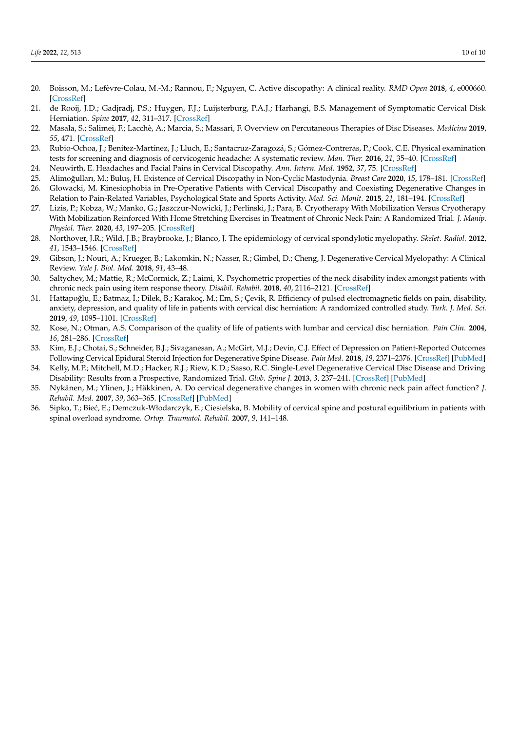20. Boisson, M.; Lefèvre-Colau, M.-M.; Rannou, F.; Nguyen, C. Active discopathy: A clinical reality. *RMD Open* **2018**, *4*, e000660. [CrossRef]
21. de Rooij, J.D.; Gadjradj, P.S.; Huygen, F.J.; Luijsterburg, P.A.J.; Harhangi, B.S. Management of Symptomatic Cervical Disk Herniation. *Spine* **2017**, *42*, 311–317. [CrossRef]
22. Masala, S.; Salimei, F.; Lacchè, A.; Marcia, S.; Massari, F. Overview on Percutaneous Therapies of Disc Diseases. *Medicina* **2019**, *55*, 471. [CrossRef]
23. Rubio-Ochoa, J.; Benítez-Martínez, J.; Lluch, E.; Santacruz-Zaragozá, S.; Gómez-Contreras, P.; Cook, C.E. Physical examination tests for screening and diagnosis of cervicogenic headache: A systematic review. *Man. Ther.* **2016**, *21*, 35–40. [CrossRef]
24. Neuwirth, E. Headaches and Facial Pains in Cervical Discopathy. *Ann. Intern. Med.* **1952**, *37*, 75. [CrossRef]
25. Alimoğulları, M.; Buluş, H. Existence of Cervical Discopathy in Non-Cyclic Mastodynia. *Breast Care* **2020**, *15*, 178–181. [CrossRef]
26. Głowacki, M. Kinesiophobia in Pre-Operative Patients with Cervical Discopathy and Coexisting Degenerative Changes in Relation to Pain-Related Variables, Psychological State and Sports Activity. *Med. Sci. Monit.* **2015**, *21*, 181–194. [CrossRef]
27. Lizis, P.; Kobza, W.; Manko, G.; Jaszczur-Nowicki, J.; Perlinski, J.; Para, B. Cryotherapy With Mobilization Versus Cryotherapy With Mobilization Reinforced With Home Stretching Exercises in Treatment of Chronic Neck Pain: A Randomized Trial. *J. Manip. Physiol. Ther.* **2020**, *43*, 197–205. [CrossRef]
28. Northover, J.R.; Wild, J.B.; Braybrooke, J.; Blanco, J. The epidemiology of cervical spondylotic myelopathy. *Skelet. Radiol.* **2012**, *41*, 1543–1546. [CrossRef]
29. Gibson, J.; Nouri, A.; Krueger, B.; Lakomkin, N.; Nasser, R.; Gimbel, D.; Cheng, J. Degenerative Cervical Myelopathy: A Clinical Review. *Yale J. Biol. Med.* **2018**, *91*, 43–48.
30. Saltychev, M.; Mattie, R.; McCormick, Z.; Laimi, K. Psychometric properties of the neck disability index amongst patients with chronic neck pain using item response theory. *Disabil. Rehabil.* **2018**, *40*, 2116–2121. [CrossRef]
31. Hattapoğlu, E.; Batmaz, İ.; Dilek, B.; Karakoç, M.; Em, S.; Çevik, R. Efficiency of pulsed electromagnetic fields on pain, disability, anxiety, depression, and quality of life in patients with cervical disc herniation: A randomized controlled study. *Turk. J. Med. Sci.* **2019**, *49*, 1095–1101. [CrossRef]
32. Kose, N.; Otman, A.S. Comparison of the quality of life of patients with lumbar and cervical disc herniation. *Pain Clin.* **2004**, *16*, 281–286. [CrossRef]
33. Kim, E.J.; Chotai, S.; Schneider, B.J.; Sivaganesan, A.; McGirt, M.J.; Devin, C.J. Effect of Depression on Patient-Reported Outcomes Following Cervical Epidural Steroid Injection for Degenerative Spine Disease. *Pain Med.* **2018**, *19*, 2371–2376. [CrossRef] [PubMed]
34. Kelly, M.P.; Mitchell, M.D.; Hacker, R.J.; Riew, K.D.; Sasso, R.C. Single-Level Degenerative Cervical Disc Disease and Driving Disability: Results from a Prospective, Randomized Trial. *Glob. Spine J.* **2013**, *3*, 237–241. [CrossRef] [PubMed]
35. Nykänen, M.; Ylinen, J.; Häkkinen, A. Do cervical degenerative changes in women with chronic neck pain affect function? *J. Rehabil. Med.* **2007**, *39*, 363–365. [CrossRef] [PubMed]
36. Sipko, T.; Bieć, E.; Demczuk-Włodarczyk, E.; Ciesielska, B. Mobility of cervical spine and postural equilibrium in patients with spinal overload syndrome. *Ortop. Traumatol. Rehabil.* **2007**, *9*, 141–148.